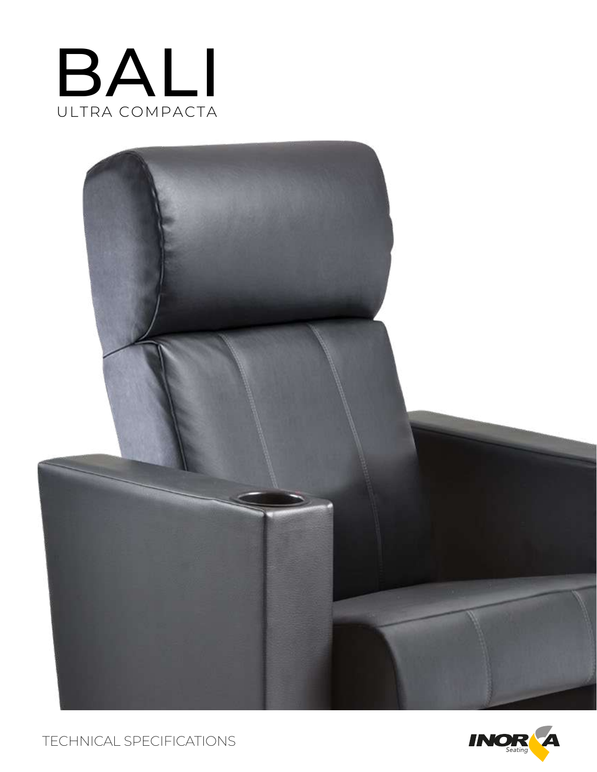# BALI

ULTRA COMPACTA

TECHNICAL SPECIFICATIONS

INORA Seating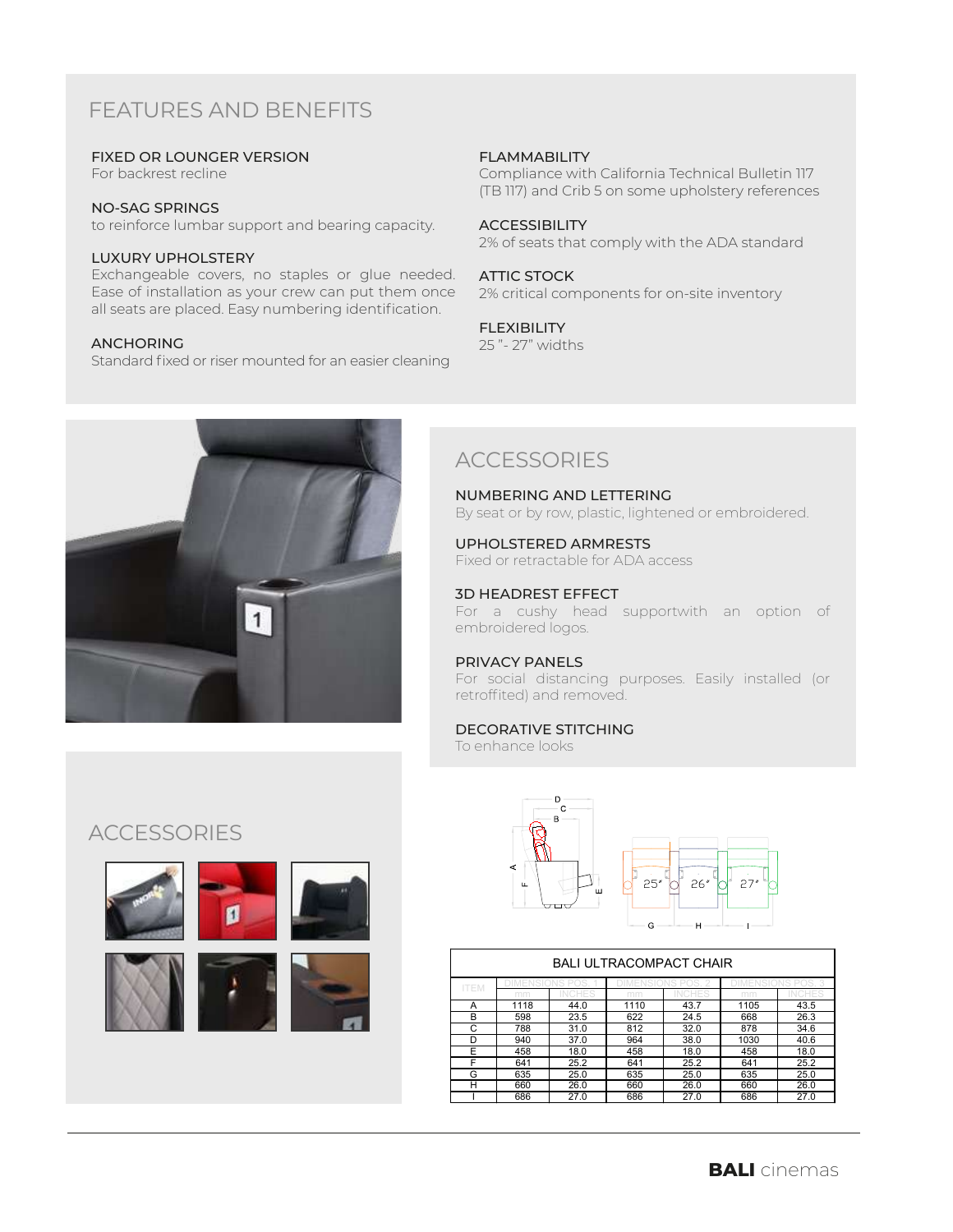## FEATURES AND BENEFITS

**FIXED OR LOUNGER VERSION**
For backrest recline

**NO-SAG SPRINGS**
to reinforce lumbar support and bearing capacity.

**LUXURY UPHOLSTERY**
Exchangeable covers, no staples or glue needed. Ease of installation as your crew can put them once all seats are placed. Easy numbering identification.

**ANCHORING**
Standard fixed or riser mounted for an easier cleaning

**FLAMMABILITY**
Compliance with California Technical Bulletin 117 (TB 117) and Crib 5 on some upholstery references

**ACCESSIBILITY**
2% of seats that comply with the ADA standard

**ATTIC STOCK**
2% critical components for on-site inventory

**FLEXIBILITY**
25 "- 27" widths

## ACCESSORIES

**NUMBERING AND LETTERING**
By seat or by row, plastic, lightened or embroidered.

**UPHOLSTERED ARMRESTS**
Fixed or retractable for ADA access

**3D HEADREST EFFECT**
For a cushy head supportwith an option of embroidered logos.

**PRIVACY PANELS**
For social distancing purposes. Easily installed (or retroffited) and removed.

**DECORATIVE STITCHING**
To enhance looks

## ACCESSORIES

| BALI ULTRACOMPACT CHAIR | | | | | | |
|---|---|---|---|---|---|---|
| ITEM | DIMENSIONS POS. 1 | | DIMENSIONS POS. 2 | | DIMENSIONS POS. 3 | |
| | mm | INCHES | mm | INCHES | mm | INCHES |
| A | 1118 | 44.0 | 1110 | 43.7 | 1105 | 43.5 |
| B | 598 | 23.5 | 622 | 24.5 | 668 | 26.3 |
| C | 788 | 31.0 | 812 | 32.0 | 878 | 34.6 |
| D | 940 | 37.0 | 964 | 38.0 | 1030 | 40.6 |
| E | 458 | 18.0 | 458 | 18.0 | 458 | 18.0 |
| F | 641 | 25.2 | 641 | 25.2 | 641 | 25.2 |
| G | 635 | 25.0 | 635 | 25.0 | 635 | 25.0 |
| H | 660 | 26.0 | 660 | 26.0 | 660 | 26.0 |
| I | 686 | 27.0 | 686 | 27.0 | 686 | 27.0 |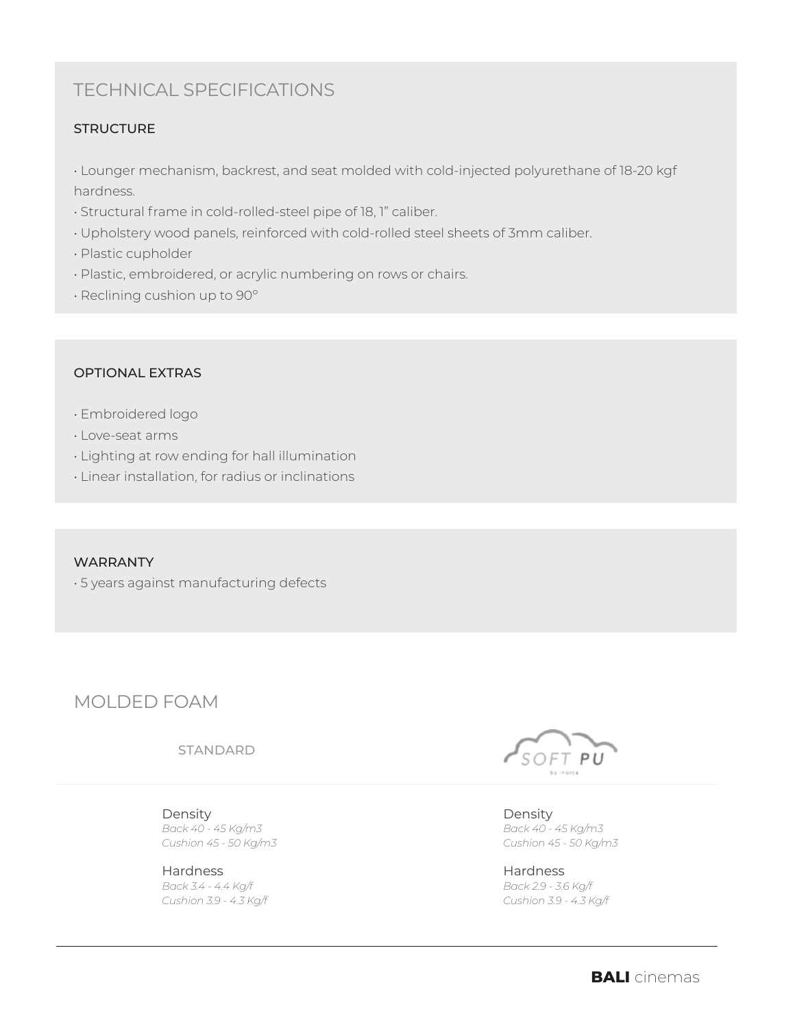## TECHNICAL SPECIFICATIONS

### STRUCTURE

- Lounger mechanism, backrest, and seat molded with cold-injected polyurethane of 18-20 kgf hardness.
- Structural frame in cold-rolled-steel pipe of 18, 1" caliber.
- Upholstery wood panels, reinforced with cold-rolled steel sheets of 3mm caliber.
- Plastic cupholder
- Plastic, embroidered, or acrylic numbering on rows or chairs.
- Reclining cushion up to 90°

### OPTIONAL EXTRAS

- Embroidered logo
- Love-seat arms
- Lighting at row ending for hall illumination
- Linear installation, for radius or inclinations

### WARRANTY

- 5 years against manufacturing defects

## MOLDED FOAM

| STANDARD | SOFT PU by inorca |
| --- | --- |
| Density<br>*Back 40 - 45 Kg/m3*<br>*Cushion 45 - 50 Kg/m3* | Density<br>*Back 40 - 45 Kg/m3*<br>*Cushion 45 - 50 Kg/m3* |
| Hardness<br>*Back 3.4 - 4.4 Kg/f*<br>*Cushion 3.9 - 4.3 Kg/f* | Hardness<br>*Back 2.9 - 3.6 Kg/f*<br>*Cushion 3.9 - 4.3 Kg/f* |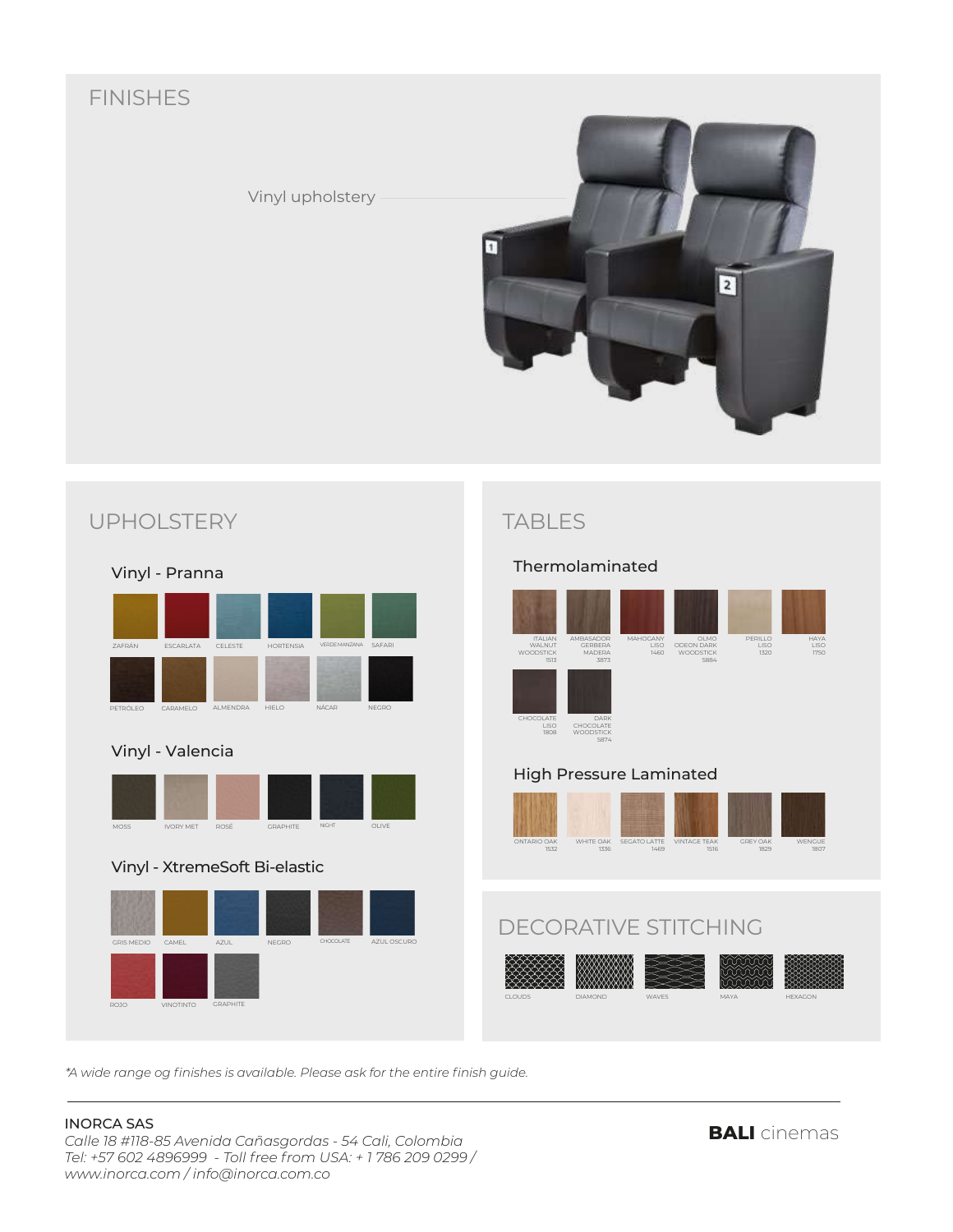# FINISHES

Vinyl upholstery

## UPHOLSTERY

### Vinyl - Pranna

ZAFRÁN, ESCARLATA, CELESTE, HORTENSIA, VERDE MANZANA, SAFARI

PETRÓLEO, CARAMELO, ALMENDRA, HIELO, NÁCAR, NEGRO

### Vinyl - Valencia

MOSS, IVORY MET, ROSÉ, GRAPHITE, NIGHT, OLIVE

### Vinyl - XtremeSoft Bi-elastic

GRIS MEDIO, CAMEL, AZUL, NEGRO, CHOCOLATE, AZUL OSCURO

ROJO, VINOTINTO, GRAPHITE

## TABLES

### Thermolaminated

ITALIAN WALNUT WOODSTICK 1513, AMBASADOR GERBERA MADERA 3873, MAHOGANY LISO 1460, OLMO ODEON DARK WOODSTICK 5884, PERILLO LISO 1320, HAYA LISO 1750

CHOCOLATE LISO 1808, DARK CHOCOLATE WOODSTICK 5874

### High Pressure Laminated

ONTARIO OAK 1532, WHITE OAK 1336, SEGATO LATTE 1469, VINTAGE TEAK 1516, GREY OAK 1829, WENGUE 1807

## DECORATIVE STITCHING

CLOUDS, DIAMOND, WAVES, MAYA, HEXAGON

*\*A wide range og finishes is available. Please ask for the entire finish guide.*

INORCA SAS
*Calle 18 #118-85 Avenida Cañasgordas - 54 Cali, Colombia*
*Tel: +57 602 4896999 - Toll free from USA: + 1 786 209 0299 /*
*www.inorca.com / info@inorca.com.co*

**BALI** cinemas